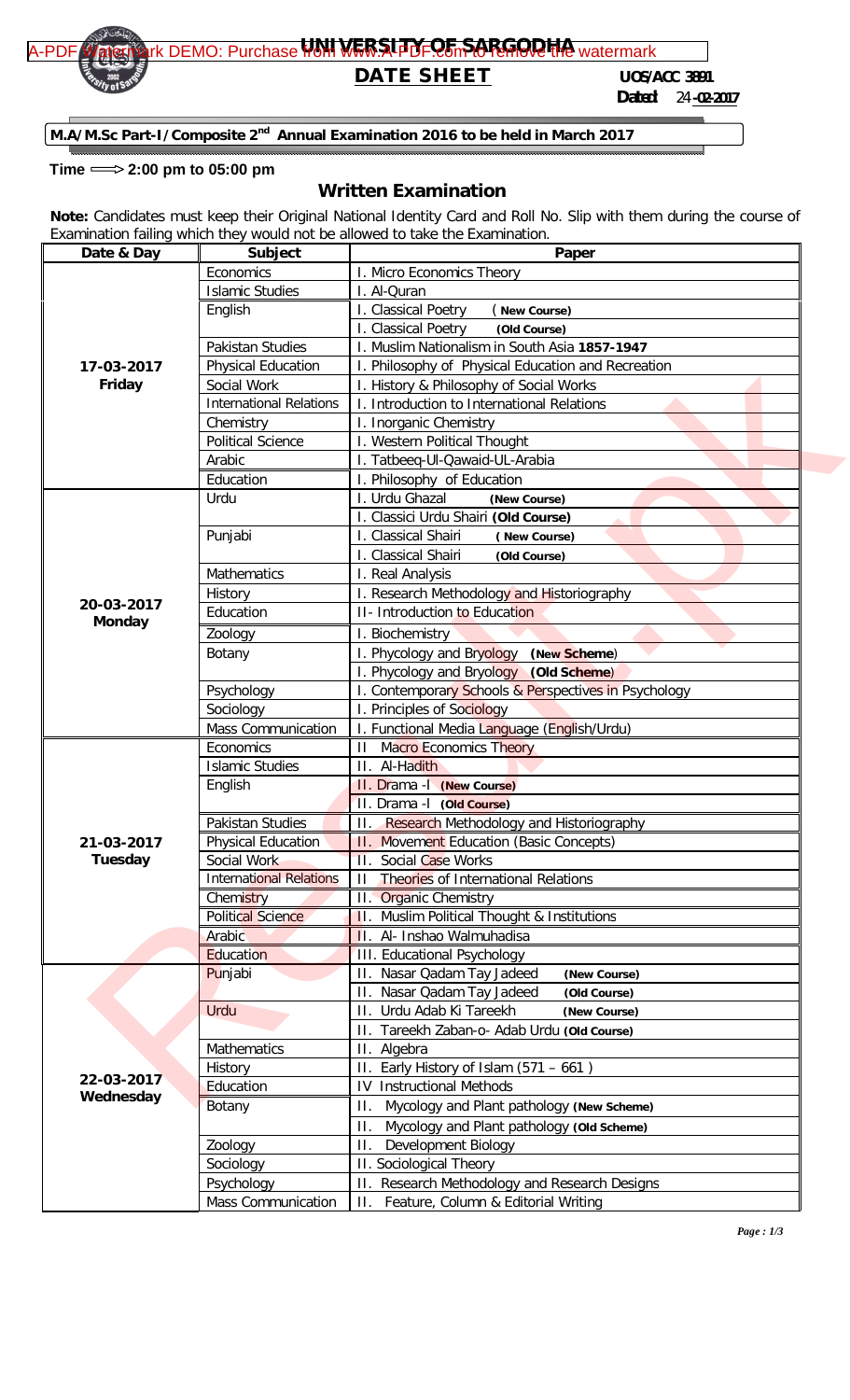# UNIVERSITY OF SARGODHA

## DATE SHEET

**UOS/ACC 3891**
**Dated: 24-02-2017**

**M.A/M.Sc Part-I/Composite 2nd Annual Examination 2016 to be held in March 2017**

**Time ⟹ 2:00 pm to 05:00 pm**

### Written Examination

**Note:** Candidates must keep their Original National Identity Card and Roll No. Slip with them during the course of Examination failing which they would not be allowed to take the Examination.

| Date & Day | Subject | Paper |
|---|---|---|
| **17-03-2017 Friday** | Economics | I. Micro Economics Theory |
| | Islamic Studies | I. Al-Quran |
| | English | I. Classical Poetry **(New Course)** |
| | | I. Classical Poetry **(Old Course)** |
| | Pakistan Studies | I. Muslim Nationalism in South Asia **1857-1947** |
| | Physical Education | I. Philosophy of Physical Education and Recreation |
| | Social Work | I. History & Philosophy of Social Works |
| | International Relations | I. Introduction to International Relations |
| | Chemistry | I. Inorganic Chemistry |
| | Political Science | I. Western Political Thought |
| | Arabic | I. Tatbeeq-Ul-Qawaid-UL-Arabia |
| | Education | I. Philosophy of Education |
| **20-03-2017 Monday** | Urdu | I. Urdu Ghazal **(New Course)** |
| | | I. Classici Urdu Shairi **(Old Course)** |
| | Punjabi | I. Classical Shairi **( New Course)** |
| | | I. Classical Shairi **(Old Course)** |
| | Mathematics | I. Real Analysis |
| | History | I. Research Methodology and Historiography |
| | Education | II- Introduction to Education |
| | Zoology | I. Biochemistry |
| | Botany | I. Phycology and Bryology **(New Scheme)** |
| | | I. Phycology and Bryology **(Old Scheme)** |
| | Psychology | I. Contemporary Schools & Perspectives in Psychology |
| | Sociology | I. Principles of Sociology |
| | Mass Communication | I. Functional Media Language (English/Urdu) |
| **21-03-2017 Tuesday** | Economics | II Macro Economics Theory |
| | Islamic Studies | II. Al-Hadith |
| | English | II. Drama -I **(New Course)** |
| | | II. Drama -I **(Old Course)** |
| | Pakistan Studies | II. Research Methodology and Historiography |
| | Physical Education | II. Movement Education (Basic Concepts) |
| | Social Work | II. Social Case Works |
| | International Relations | II Theories of International Relations |
| | Chemistry | II. Organic Chemistry |
| | Political Science | II. Muslim Political Thought & Institutions |
| | Arabic | II. Al- Inshao Walmuhadisa |
| | Education | III. Educational Psychology |
| **22-03-2017 Wednesday** | Punjabi | II. Nasar Qadam Tay Jadeed **(New Course)** |
| | | II. Nasar Qadam Tay Jadeed **(Old Course)** |
| | Urdu | II. Urdu Adab Ki Tareekh **(New Course)** |
| | | II. Tareekh Zaban-o- Adab Urdu **(Old Course)** |
| | Mathematics | II. Algebra |
| | History | II. Early History of Islam (571 – 661 ) |
| | Education | IV Instructional Methods |
| | Botany | II. Mycology and Plant pathology **(New Scheme)** |
| | | II. Mycology and Plant pathology **(Old Scheme)** |
| | Zoology | II. Development Biology |
| | Sociology | II. Sociological Theory |
| | Psychology | II. Research Methodology and Research Designs |
| | Mass Communication | II. Feature, Column & Editorial Writing |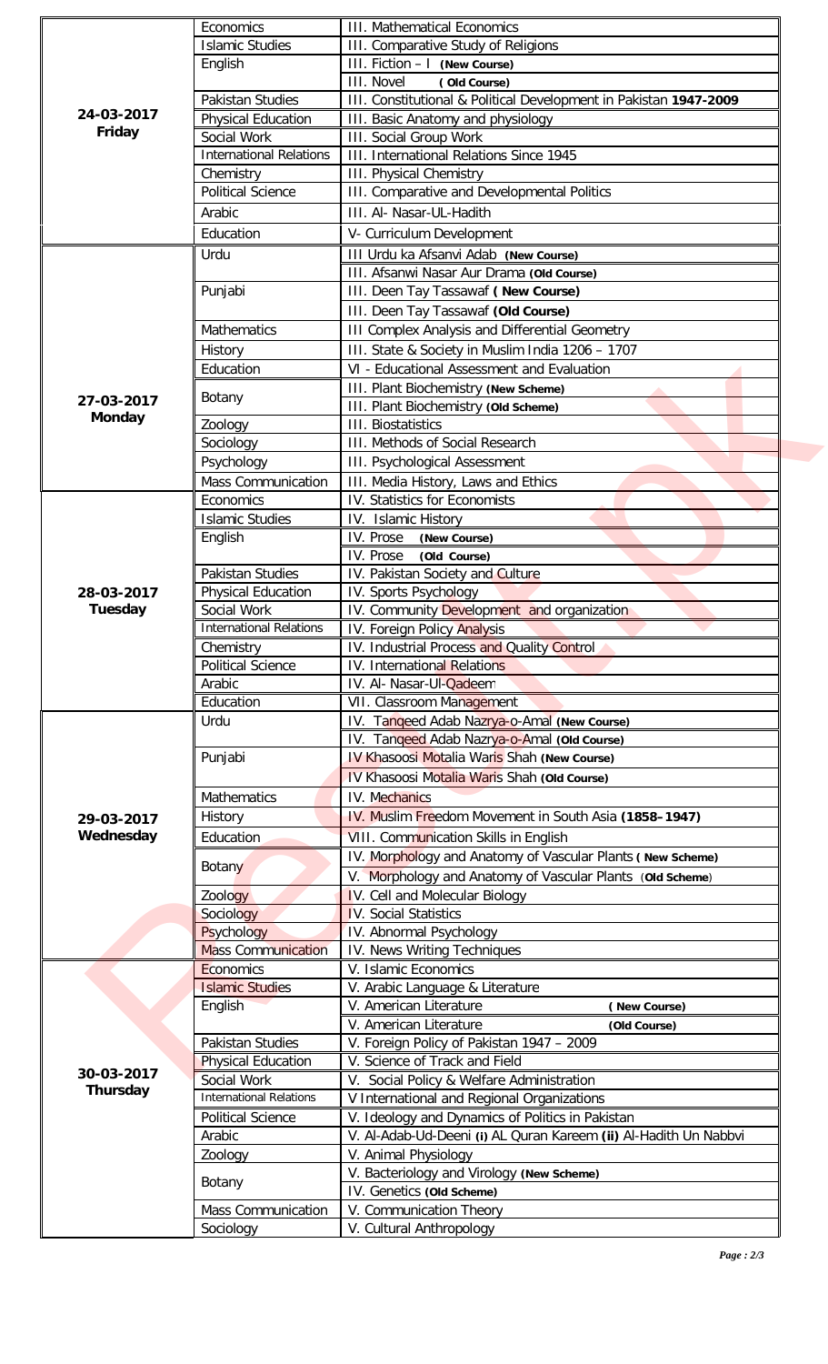| Date | Subject | Paper |
|---|---|---|
| 24-03-2017 **Friday** | Economics | III. Mathematical Economics |
| | Islamic Studies | III. Comparative Study of Religions |
| | English | III. Fiction – I **(New Course)** |
| | | III. Novel **( Old Course)** |
| | Pakistan Studies | III. Constitutional & Political Development in Pakistan **1947-2009** |
| | Physical Education | III. Basic Anatomy and physiology |
| | Social Work | III. Social Group Work |
| | International Relations | III. International Relations Since 1945 |
| | Chemistry | III. Physical Chemistry |
| | Political Science | III. Comparative and Developmental Politics |
| | Arabic | III. Al- Nasar-UL-Hadith |
| | Education | V- Curriculum Development |
| 27-03-2017 **Monday** | Urdu | III Urdu ka Afsanvi Adab **(New Course)** |
| | | III. Afsanwi Nasar Aur Drama **(Old Course)** |
| | Punjabi | III. Deen Tay Tassawaf **( New Course)** |
| | | III. Deen Tay Tassawaf **(Old Course)** |
| | Mathematics | III Complex Analysis and Differential Geometry |
| | History | III. State & Society in Muslim India 1206 – 1707 |
| | Education | VI - Educational Assessment and Evaluation |
| | Botany | III. Plant Biochemistry **(New Scheme)** |
| | | III. Plant Biochemistry **(Old Scheme)** |
| | Zoology | III. Biostatistics |
| | Sociology | III. Methods of Social Research |
| | Psychology | III. Psychological Assessment |
| | Mass Communication | III. Media History, Laws and Ethics |
| 28-03-2017 **Tuesday** | Economics | IV. Statistics for Economists |
| | Islamic Studies | IV. Islamic History |
| | English | IV. Prose **(New Course)** |
| | | IV. Prose **(Old Course)** |
| | Pakistan Studies | IV. Pakistan Society and Culture |
| | Physical Education | IV. Sports Psychology |
| | Social Work | IV. Community Development and organization |
| | International Relations | IV. Foreign Policy Analysis |
| | Chemistry | IV. Industrial Process and Quality Control |
| | Political Science | IV. International Relations |
| | Arabic | IV. Al- Nasar-Ul-Qadeem |
| | Education | VII. Classroom Management |
| 29-03-2017 **Wednesday** | Urdu | IV. Tanqeed Adab Nazrya-o-Amal **(New Course)** |
| | | IV. Tanqeed Adab Nazrya-o-Amal **(Old Course)** |
| | Punjabi | IV Khasoosi Motalia Waris Shah **(New Course)** |
| | | IV Khasoosi Motalia Waris Shah **(Old Course)** |
| | Mathematics | IV. Mechanics |
| | History | IV. Muslim Freedom Movement in South Asia **(1858–1947)** |
| | Education | VIII. Communication Skills in English |
| | Botany | IV. Morphology and Anatomy of Vascular Plants **( New Scheme)** |
| | | V. Morphology and Anatomy of Vascular Plants **(Old Scheme)** |
| | Zoology | IV. Cell and Molecular Biology |
| | Sociology | IV. Social Statistics |
| | Psychology | IV. Abnormal Psychology |
| | Mass Communication | IV. News Writing Techniques |
| 30-03-2017 **Thursday** | Economics | V. Islamic Economics |
| | Islamic Studies | V. Arabic Language & Literature |
| | English | V. American Literature **( New Course)** |
| | | V. American Literature **(Old Course)** |
| | Pakistan Studies | V. Foreign Policy of Pakistan 1947 – 2009 |
| | Physical Education | V. Science of Track and Field |
| | Social Work | V. Social Policy & Welfare Administration |
| | International Relations | V International and Regional Organizations |
| | Political Science | V. Ideology and Dynamics of Politics in Pakistan |
| | Arabic | V. Al-Adab-Ud-Deeni **(i)** AL Quran Kareem **(ii)** Al-Hadith Un Nabbvi |
| | Zoology | V. Animal Physiology |
| | Botany | V. Bacteriology and Virology **(New Scheme)** |
| | | IV. Genetics **(Old Scheme)** |
| | Mass Communication | V. Communication Theory |
| | Sociology | V. Cultural Anthropology |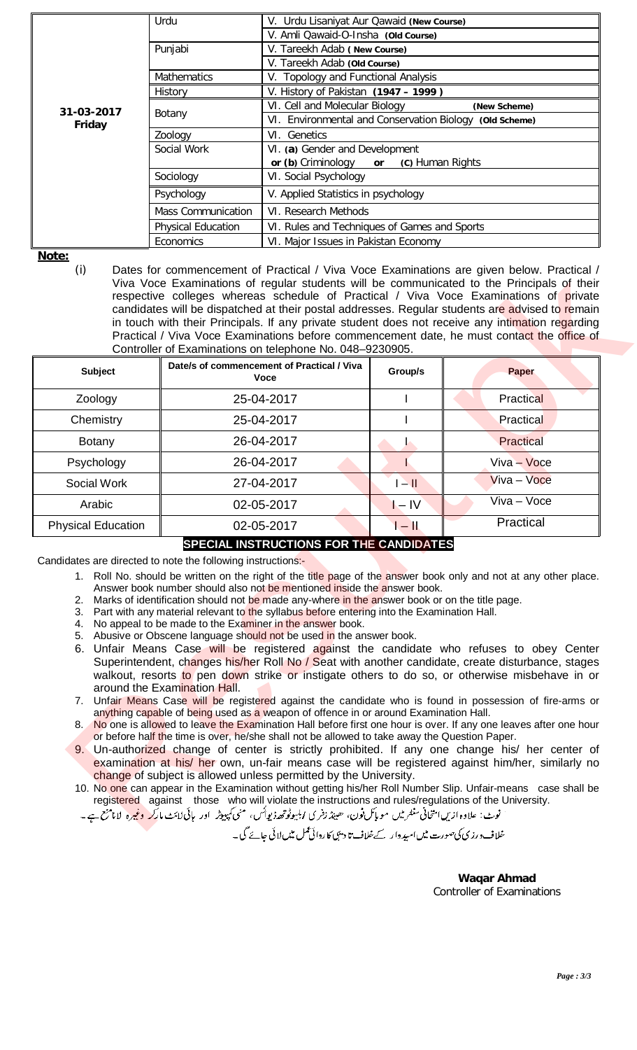| | | |
|---|---|---|
| 31-03-2017 Friday | Urdu | V. Urdu Lisaniyat Aur Qawaid **(New Course)** |
| | | V. Amli Qawaid-O-Insha **(Old Course)** |
| | Punjabi | V. Tareekh Adab **( New Course)** |
| | | V. Tareekh Adab **(Old Course)** |
| | Mathematics | V. Topology and Functional Analysis |
| | History | V. History of Pakistan **(1947 – 1999 )** |
| | Botany | VI. Cell and Molecular Biology **(New Scheme)** |
| | | VI. Environmental and Conservation Biology **(Old Scheme)** |
| | Zoology | VI. Genetics |
| | Social Work | VI. **(a)** Gender and Development **or (b)** Criminology **or (C)** Human Rights |
| | Sociology | VI. Social Psychology |
| | Psychology | V. Applied Statistics in psychology |
| | Mass Communication | VI. Research Methods |
| | Physical Education | VI. Rules and Techniques of Games and Sports |
| | Economics | VI. Major Issues in Pakistan Economy |

**Note:**

(i) Dates for commencement of Practical / Viva Voce Examinations are given below. Practical / Viva Voce Examinations of regular students will be communicated to the Principals of their respective colleges whereas schedule of Practical / Viva Voce Examinations of private candidates will be dispatched at their postal addresses. Regular students are advised to remain in touch with their Principals. If any private student does not receive any intimation regarding Practical / Viva Voce Examinations before commencement date, he must contact the office of Controller of Examinations on telephone No. 048–9230905.

| Subject | Date/s of commencement of Practical / Viva Voce | Group/s | Paper |
|---|---|---|---|
| Zoology | 25-04-2017 | I | Practical |
| Chemistry | 25-04-2017 | I | Practical |
| Botany | 26-04-2017 | I | Practical |
| Psychology | 26-04-2017 | I | Viva – Voce |
| Social Work | 27-04-2017 | I – II | Viva – Voce |
| Arabic | 02-05-2017 | I – IV | Viva – Voce |
| Physical Education | 02-05-2017 | I – II | Practical |

## SPECIAL INSTRUCTIONS FOR THE CANDIDATES

Candidates are directed to note the following instructions:-

1. Roll No. should be written on the right of the title page of the answer book only and not at any other place. Answer book number should also not be mentioned inside the answer book.
2. Marks of identification should not be made any-where in the answer book or on the title page.
3. Part with any material relevant to the syllabus before entering into the Examination Hall.
4. No appeal to be made to the Examiner in the answer book.
5. Abusive or Obscene language should not be used in the answer book.
6. Unfair Means Case will be registered against the candidate who refuses to obey Center Superintendent, changes his/her Roll No / Seat with another candidate, create disturbance, stages walkout, resorts to pen down strike or instigate others to do so, or otherwise misbehave in or around the Examination Hall.
7. Unfair Means Case will be registered against the candidate who is found in possession of fire-arms or anything capable of being used as a weapon of offence in or around Examination Hall.
8. No one is allowed to leave the Examination Hall before first one hour is over. If any one leaves after one hour or before half the time is over, he/she shall not be allowed to take away the Question Paper.
9. Un-authorized change of center is strictly prohibited. If any one change his/ her center of examination at his/ her own, un-fair means case will be registered against him/her, similarly no change of subject is allowed unless permitted by the University.
10. No one can appear in the Examination without getting his/her Roll Number Slip. Unfair-means case shall be registered against those who will violate the instructions and rules/regulations of the University.

نوٹ: علاوہ ازیں امتحانی سنٹر میں موبائل فون، ھینڈز فری/بلیوٹوتھ ڈیوائس، منی کیمرہ اور ہائی لائٹ مارکر وغیرہ لانا منع ہے۔
خلاف ورزی کی صورت میں امیدوار کے خلاف تادیبی کاروائی عمل میں لائی جائے گی۔

**Waqar Ahmad**
Controller of Examinations